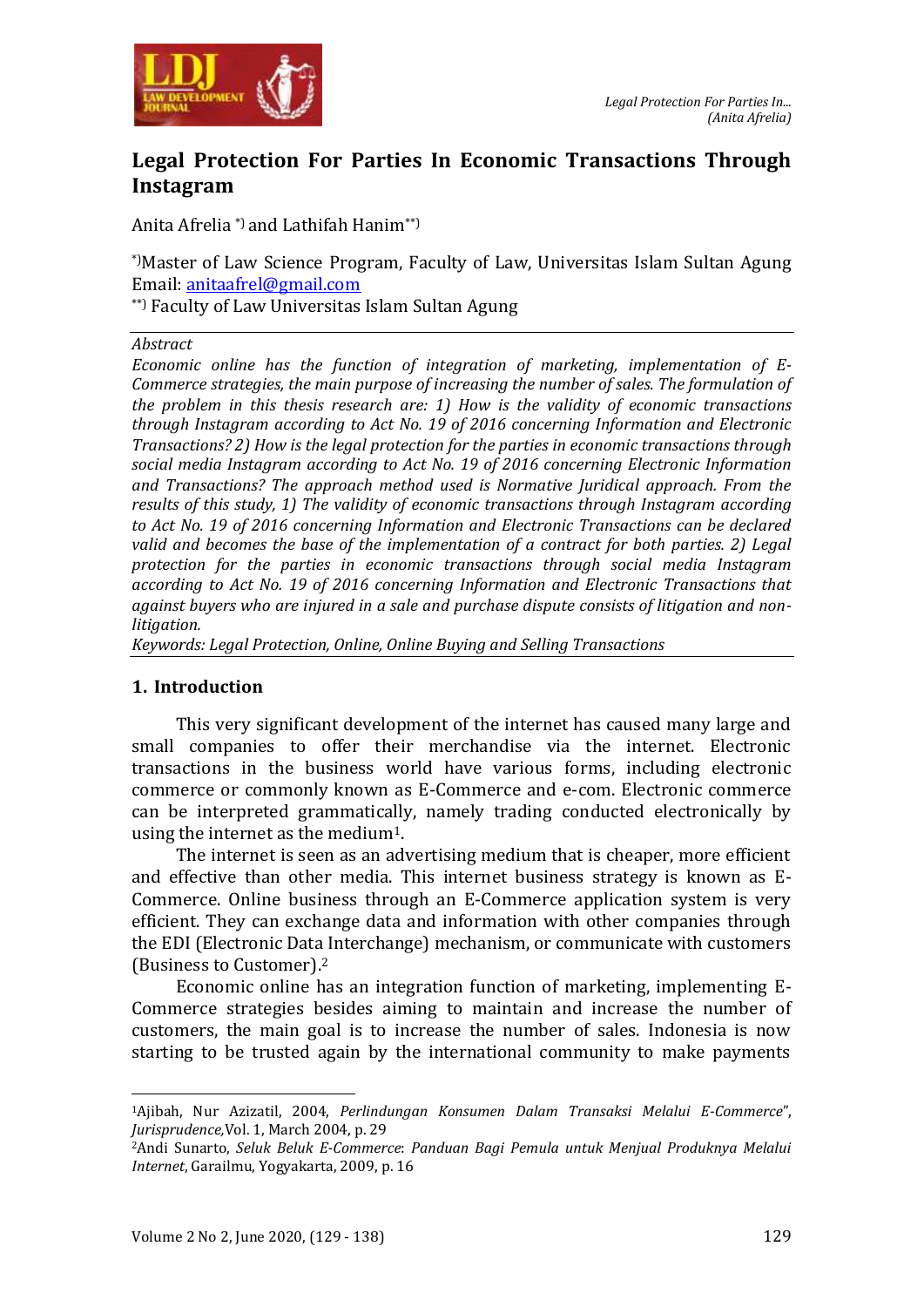# Legal Protection For Parties In Economic Transactions Through Instagram

Anita Afrelia [*)] and Lathifah Hanim[**)]

[*)]Master of Law Science Program, Faculty of Law, Universitas Islam Sultan Agung
Email: anitaafrel@gmail.com
[**)] Faculty of Law Universitas Islam Sultan Agung

*Abstract*

*Economic online has the function of integration of marketing, implementation of E-Commerce strategies, the main purpose of increasing the number of sales. The formulation of the problem in this thesis research are: 1) How is the validity of economic transactions through Instagram according to Act No. 19 of 2016 concerning Information and Electronic Transactions? 2) How is the legal protection for the parties in economic transactions through social media Instagram according to Act No. 19 of 2016 concerning Electronic Information and Transactions? The approach method used is Normative Juridical approach. From the results of this study, 1) The validity of economic transactions through Instagram according to Act No. 19 of 2016 concerning Information and Electronic Transactions can be declared valid and becomes the base of the implementation of a contract for both parties. 2) Legal protection for the parties in economic transactions through social media Instagram according to Act No. 19 of 2016 concerning Information and Electronic Transactions that against buyers who are injured in a sale and purchase dispute consists of litigation and non-litigation.*

*Keywords: Legal Protection, Online, Online Buying and Selling Transactions*

## 1. Introduction

This very significant development of the internet has caused many large and small companies to offer their merchandise via the internet. Electronic transactions in the business world have various forms, including electronic commerce or commonly known as E-Commerce and e-com. Electronic commerce can be interpreted grammatically, namely trading conducted electronically by using the internet as the medium[1].

The internet is seen as an advertising medium that is cheaper, more efficient and effective than other media. This internet business strategy is known as E-Commerce. Online business through an E-Commerce application system is very efficient. They can exchange data and information with other companies through the EDI (Electronic Data Interchange) mechanism, or communicate with customers (Business to Customer).[2]

Economic online has an integration function of marketing, implementing E-Commerce strategies besides aiming to maintain and increase the number of customers, the main goal is to increase the number of sales. Indonesia is now starting to be trusted again by the international community to make payments

---

[1]Ajibah, Nur Azizatil, 2004, *Perlindungan Konsumen Dalam Transaksi Melalui E-Commerce*", *Jurisprudence,*Vol. 1, March 2004, p. 29

[2]Andi Sunarto, *Seluk Beluk E-Commerce*: *Panduan Bagi Pemula untuk Menjual Produknya Melalui Internet*, Garailmu, Yogyakarta, 2009, p. 16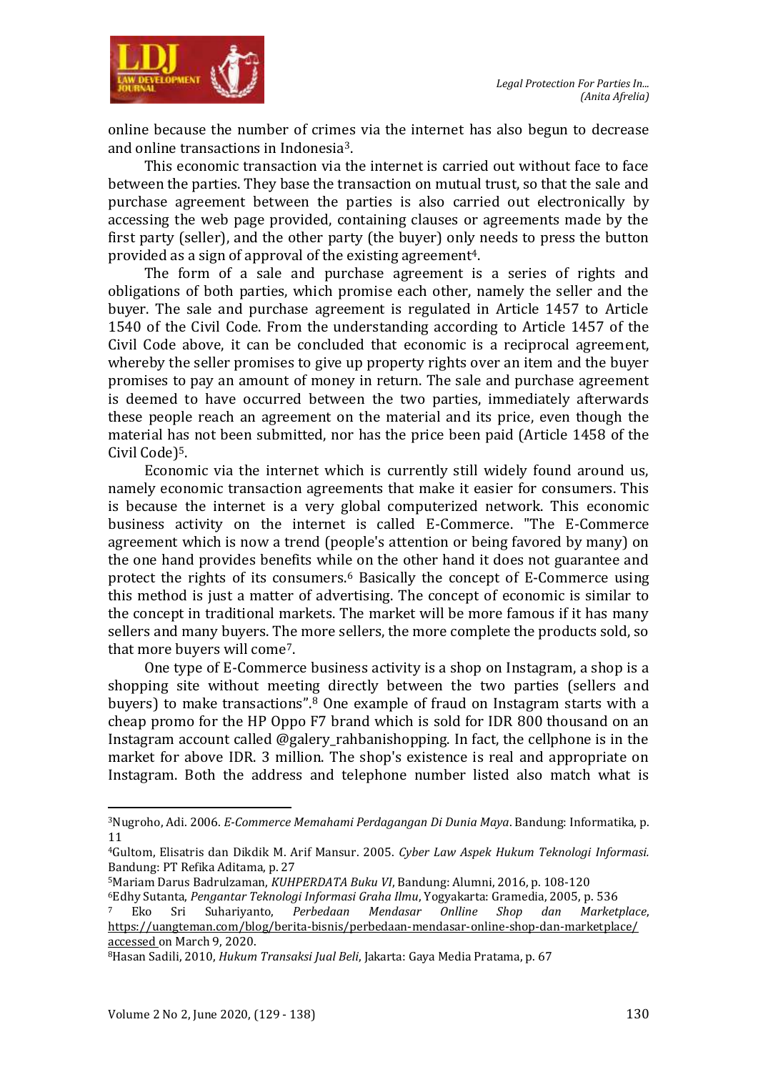online because the number of crimes via the internet has also begun to decrease and online transactions in Indonesia[3].

This economic transaction via the internet is carried out without face to face between the parties. They base the transaction on mutual trust, so that the sale and purchase agreement between the parties is also carried out electronically by accessing the web page provided, containing clauses or agreements made by the first party (seller), and the other party (the buyer) only needs to press the button provided as a sign of approval of the existing agreement[4].

The form of a sale and purchase agreement is a series of rights and obligations of both parties, which promise each other, namely the seller and the buyer. The sale and purchase agreement is regulated in Article 1457 to Article 1540 of the Civil Code. From the understanding according to Article 1457 of the Civil Code above, it can be concluded that economic is a reciprocal agreement, whereby the seller promises to give up property rights over an item and the buyer promises to pay an amount of money in return. The sale and purchase agreement is deemed to have occurred between the two parties, immediately afterwards these people reach an agreement on the material and its price, even though the material has not been submitted, nor has the price been paid (Article 1458 of the Civil Code)[5].

Economic via the internet which is currently still widely found around us, namely economic transaction agreements that make it easier for consumers. This is because the internet is a very global computerized network. This economic business activity on the internet is called E-Commerce. "The E-Commerce agreement which is now a trend (people's attention or being favored by many) on the one hand provides benefits while on the other hand it does not guarantee and protect the rights of its consumers.[6] Basically the concept of E-Commerce using this method is just a matter of advertising. The concept of economic is similar to the concept in traditional markets. The market will be more famous if it has many sellers and many buyers. The more sellers, the more complete the products sold, so that more buyers will come[7].

One type of E-Commerce business activity is a shop on Instagram, a shop is a shopping site without meeting directly between the two parties (sellers and buyers) to make transactions".[8] One example of fraud on Instagram starts with a cheap promo for the HP Oppo F7 brand which is sold for IDR 800 thousand on an Instagram account called @galery_rahbanishopping. In fact, the cellphone is in the market for above IDR. 3 million. The shop's existence is real and appropriate on Instagram. Both the address and telephone number listed also match what is

---

[3] Nugroho, Adi. 2006. *E-Commerce Memahami Perdagangan Di Dunia Maya*. Bandung: Informatika, p. 11

[4] Gultom, Elisatris dan Dikdik M. Arif Mansur. 2005. *Cyber Law Aspek Hukum Teknologi Informasi.* Bandung: PT Refika Aditama, p. 27

[5] Mariam Darus Badrulzaman, *KUHPERDATA Buku VI*, Bandung: Alumni, 2016, p. 108-120

[6] Edhy Sutanta, *Pengantar Teknologi Informasi Graha Ilmu*, Yogyakarta: Gramedia, 2005, p. 536

[7] Eko Sri Suhariyanto, *Perbedaan Mendasar Onlline Shop dan Marketplace*, https://uangteman.com/blog/berita-bisnis/perbedaan-mendasar-online-shop-dan-marketplace/ accessed on March 9, 2020.

[8] Hasan Sadili, 2010, *Hukum Transaksi Jual Beli*, Jakarta: Gaya Media Pratama, p. 67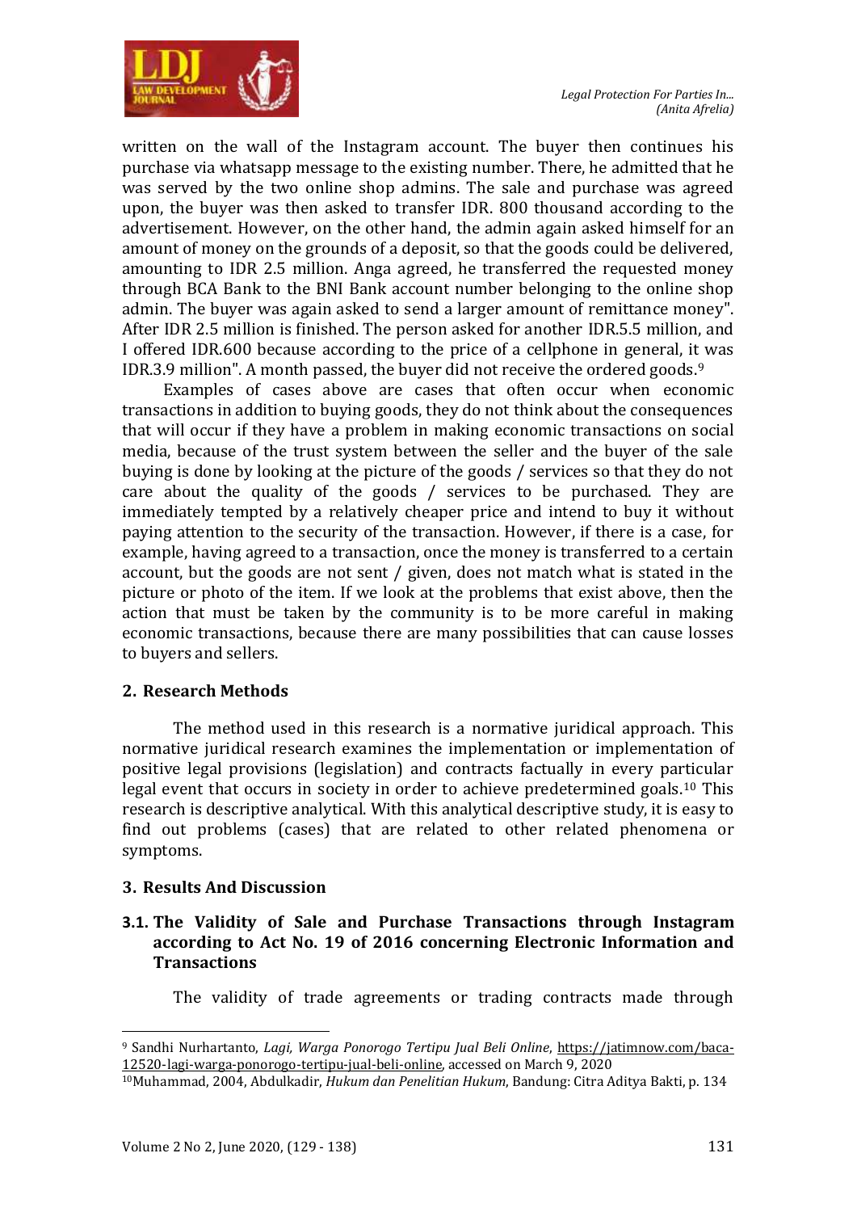written on the wall of the Instagram account. The buyer then continues his purchase via whatsapp message to the existing number. There, he admitted that he was served by the two online shop admins. The sale and purchase was agreed upon, the buyer was then asked to transfer IDR. 800 thousand according to the advertisement. However, on the other hand, the admin again asked himself for an amount of money on the grounds of a deposit, so that the goods could be delivered, amounting to IDR 2.5 million. Anga agreed, he transferred the requested money through BCA Bank to the BNI Bank account number belonging to the online shop admin. The buyer was again asked to send a larger amount of remittance money". After IDR 2.5 million is finished. The person asked for another IDR.5.5 million, and I offered IDR.600 because according to the price of a cellphone in general, it was IDR.3.9 million". A month passed, the buyer did not receive the ordered goods.[9]

Examples of cases above are cases that often occur when economic transactions in addition to buying goods, they do not think about the consequences that will occur if they have a problem in making economic transactions on social media, because of the trust system between the seller and the buyer of the sale buying is done by looking at the picture of the goods / services so that they do not care about the quality of the goods / services to be purchased. They are immediately tempted by a relatively cheaper price and intend to buy it without paying attention to the security of the transaction. However, if there is a case, for example, having agreed to a transaction, once the money is transferred to a certain account, but the goods are not sent / given, does not match what is stated in the picture or photo of the item. If we look at the problems that exist above, then the action that must be taken by the community is to be more careful in making economic transactions, because there are many possibilities that can cause losses to buyers and sellers.

## 2. Research Methods

The method used in this research is a normative juridical approach. This normative juridical research examines the implementation or implementation of positive legal provisions (legislation) and contracts factually in every particular legal event that occurs in society in order to achieve predetermined goals.[10] This research is descriptive analytical. With this analytical descriptive study, it is easy to find out problems (cases) that are related to other related phenomena or symptoms.

## 3. Results And Discussion

### 3.1. The Validity of Sale and Purchase Transactions through Instagram according to Act No. 19 of 2016 concerning Electronic Information and Transactions

The validity of trade agreements or trading contracts made through

---

[9] Sandhi Nurhartanto, *Lagi, Warga Ponorogo Tertipu Jual Beli Online*, https://jatimnow.com/baca-12520-lagi-warga-ponorogo-tertipu-jual-beli-online, accessed on March 9, 2020

[10] Muhammad, 2004, Abdulkadir, *Hukum dan Penelitian Hukum*, Bandung: Citra Aditya Bakti, p. 134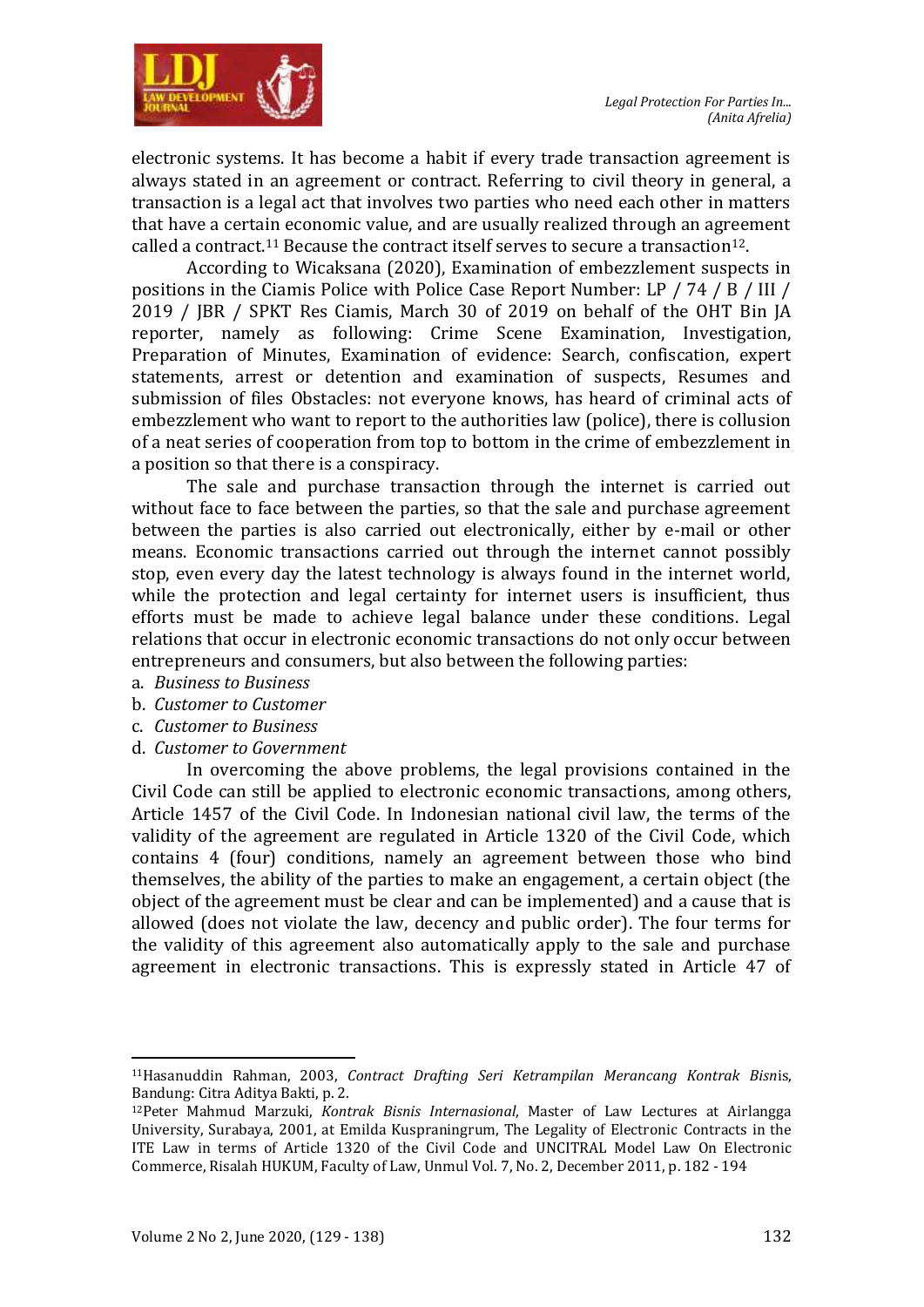electronic systems. It has become a habit if every trade transaction agreement is always stated in an agreement or contract. Referring to civil theory in general, a transaction is a legal act that involves two parties who need each other in matters that have a certain economic value, and are usually realized through an agreement called a contract.[11] Because the contract itself serves to secure a transaction[12].

According to Wicaksana (2020), Examination of embezzlement suspects in positions in the Ciamis Police with Police Case Report Number: LP / 74 / B / III / 2019 / JBR / SPKT Res Ciamis, March 30 of 2019 on behalf of the OHT Bin JA reporter, namely as following: Crime Scene Examination, Investigation, Preparation of Minutes, Examination of evidence: Search, confiscation, expert statements, arrest or detention and examination of suspects, Resumes and submission of files Obstacles: not everyone knows, has heard of criminal acts of embezzlement who want to report to the authorities law (police), there is collusion of a neat series of cooperation from top to bottom in the crime of embezzlement in a position so that there is a conspiracy.

The sale and purchase transaction through the internet is carried out without face to face between the parties, so that the sale and purchase agreement between the parties is also carried out electronically, either by e-mail or other means. Economic transactions carried out through the internet cannot possibly stop, even every day the latest technology is always found in the internet world, while the protection and legal certainty for internet users is insufficient, thus efforts must be made to achieve legal balance under these conditions. Legal relations that occur in electronic economic transactions do not only occur between entrepreneurs and consumers, but also between the following parties:

a. *Business to Business*
b. *Customer to Customer*
c. *Customer to Business*
d. *Customer to Government*

In overcoming the above problems, the legal provisions contained in the Civil Code can still be applied to electronic economic transactions, among others, Article 1457 of the Civil Code. In Indonesian national civil law, the terms of the validity of the agreement are regulated in Article 1320 of the Civil Code, which contains 4 (four) conditions, namely an agreement between those who bind themselves, the ability of the parties to make an engagement, a certain object (the object of the agreement must be clear and can be implemented) and a cause that is allowed (does not violate the law, decency and public order). The four terms for the validity of this agreement also automatically apply to the sale and purchase agreement in electronic transactions. This is expressly stated in Article 47 of

---

[11]Hasanuddin Rahman, 2003, *Contract Drafting Seri Ketrampilan Merancang Kontrak Bisn*is, Bandung: Citra Aditya Bakti, p. 2.

[12]Peter Mahmud Marzuki, *Kontrak Bisnis Internasional*, Master of Law Lectures at Airlangga University, Surabaya, 2001, at Emilda Kuspraningrum, The Legality of Electronic Contracts in the ITE Law in terms of Article 1320 of the Civil Code and UNCITRAL Model Law On Electronic Commerce, Risalah HUKUM, Faculty of Law, Unmul Vol. 7, No. 2, December 2011, p. 182 - 194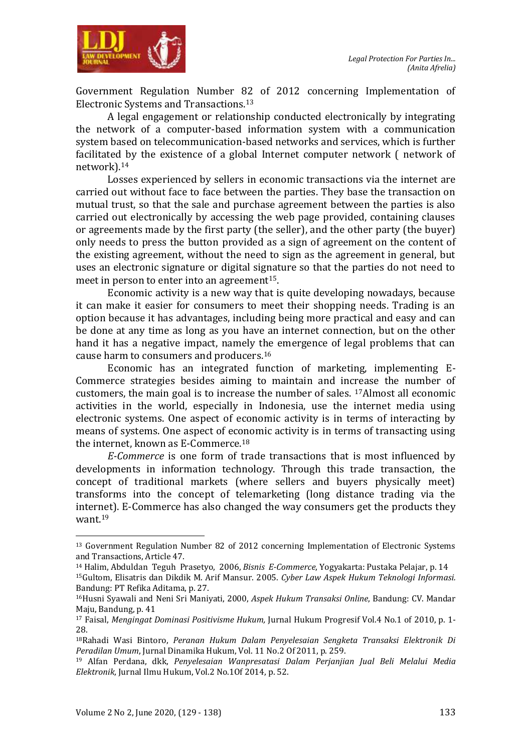Government Regulation Number 82 of 2012 concerning Implementation of Electronic Systems and Transactions.[13]

A legal engagement or relationship conducted electronically by integrating the network of a computer-based information system with a communication system based on telecommunication-based networks and services, which is further facilitated by the existence of a global Internet computer network ( network of network).[14]

Losses experienced by sellers in economic transactions via the internet are carried out without face to face between the parties. They base the transaction on mutual trust, so that the sale and purchase agreement between the parties is also carried out electronically by accessing the web page provided, containing clauses or agreements made by the first party (the seller), and the other party (the buyer) only needs to press the button provided as a sign of agreement on the content of the existing agreement, without the need to sign as the agreement in general, but uses an electronic signature or digital signature so that the parties do not need to meet in person to enter into an agreement[15].

Economic activity is a new way that is quite developing nowadays, because it can make it easier for consumers to meet their shopping needs. Trading is an option because it has advantages, including being more practical and easy and can be done at any time as long as you have an internet connection, but on the other hand it has a negative impact, namely the emergence of legal problems that can cause harm to consumers and producers.[16]

Economic has an integrated function of marketing, implementing E-Commerce strategies besides aiming to maintain and increase the number of customers, the main goal is to increase the number of sales. [17]Almost all economic activities in the world, especially in Indonesia, use the internet media using electronic systems. One aspect of economic activity is in terms of interacting by means of systems. One aspect of economic activity is in terms of transacting using the internet, known as E-Commerce.[18]

*E-Commerce* is one form of trade transactions that is most influenced by developments in information technology. Through this trade transaction, the concept of traditional markets (where sellers and buyers physically meet) transforms into the concept of telemarketing (long distance trading via the internet). E-Commerce has also changed the way consumers get the products they want.[19]

---

[13] Government Regulation Number 82 of 2012 concerning Implementation of Electronic Systems and Transactions, Article 47.

[14] Halim, Abduldan Teguh Prasetyo, 2006, *Bisnis E-Commerce*, Yogyakarta: Pustaka Pelajar, p. 14

[15] Gultom, Elisatris dan Dikdik M. Arif Mansur. 2005. *Cyber Law Aspek Hukum Teknologi Informasi.* Bandung: PT Refika Aditama, p. 27.

[16] Husni Syawali and Neni Sri Maniyati, 2000, *Aspek Hukum Transaksi Online*, Bandung: CV. Mandar Maju, Bandung, p. 41

[17] Faisal, *Mengingat Dominasi Positivisme Hukum,* Jurnal Hukum Progresif Vol.4 No.1 of 2010, p. 1-28.

[18] Rahadi Wasi Bintoro, *Peranan Hukum Dalam Penyelesaian Sengketa Transaksi Elektronik Di Peradilan Umum*, Jurnal Dinamika Hukum, Vol. 11 No.2 Of 2011, p. 259.

[19] Alfan Perdana, dkk, *Penyelesaian Wanpresatasi Dalam Perjanjian Jual Beli Melalui Media Elektronik*, Jurnal Ilmu Hukum, Vol.2 No.1Of 2014, p. 52.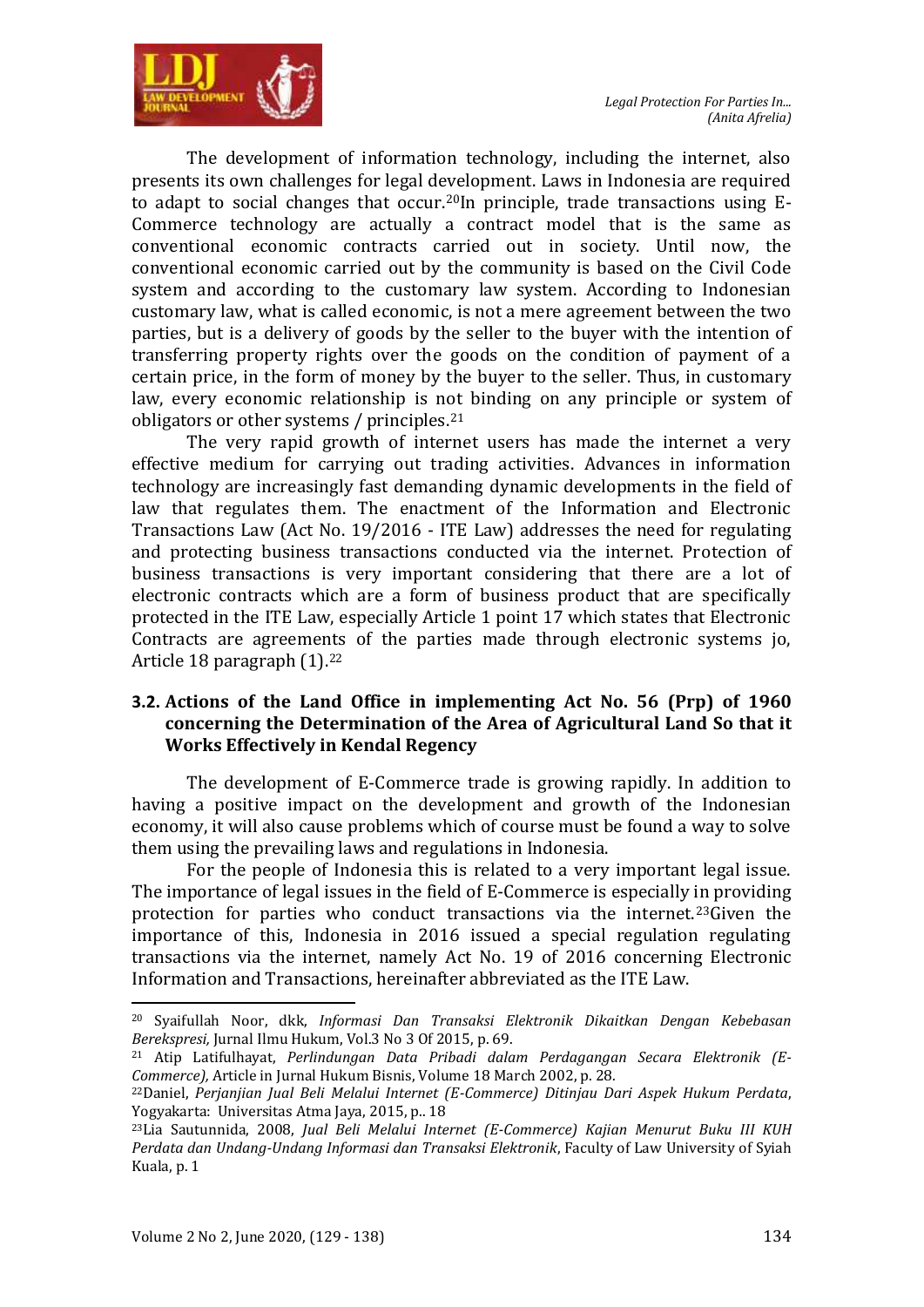The development of information technology, including the internet, also presents its own challenges for legal development. Laws in Indonesia are required to adapt to social changes that occur.[20]In principle, trade transactions using E-Commerce technology are actually a contract model that is the same as conventional economic contracts carried out in society. Until now, the conventional economic carried out by the community is based on the Civil Code system and according to the customary law system. According to Indonesian customary law, what is called economic, is not a mere agreement between the two parties, but is a delivery of goods by the seller to the buyer with the intention of transferring property rights over the goods on the condition of payment of a certain price, in the form of money by the buyer to the seller. Thus, in customary law, every economic relationship is not binding on any principle or system of obligators or other systems / principles.[21]

The very rapid growth of internet users has made the internet a very effective medium for carrying out trading activities. Advances in information technology are increasingly fast demanding dynamic developments in the field of law that regulates them. The enactment of the Information and Electronic Transactions Law (Act No. 19/2016 - ITE Law) addresses the need for regulating and protecting business transactions conducted via the internet. Protection of business transactions is very important considering that there are a lot of electronic contracts which are a form of business product that are specifically protected in the ITE Law, especially Article 1 point 17 which states that Electronic Contracts are agreements of the parties made through electronic systems jo, Article 18 paragraph (1).[22]

### 3.2. Actions of the Land Office in implementing Act No. 56 (Prp) of 1960 concerning the Determination of the Area of Agricultural Land So that it Works Effectively in Kendal Regency

The development of E-Commerce trade is growing rapidly. In addition to having a positive impact on the development and growth of the Indonesian economy, it will also cause problems which of course must be found a way to solve them using the prevailing laws and regulations in Indonesia.

For the people of Indonesia this is related to a very important legal issue. The importance of legal issues in the field of E-Commerce is especially in providing protection for parties who conduct transactions via the internet.[23]Given the importance of this, Indonesia in 2016 issued a special regulation regulating transactions via the internet, namely Act No. 19 of 2016 concerning Electronic Information and Transactions, hereinafter abbreviated as the ITE Law.

---

[20] Syaifullah Noor, dkk, *Informasi Dan Transaksi Elektronik Dikaitkan Dengan Kebebasan Berekspresi,* Jurnal Ilmu Hukum, Vol.3 No 3 Of 2015, p. 69.

[21] Atip Latifulhayat, *Perlindungan Data Pribadi dalam Perdagangan Secara Elektronik (E-Commerce),* Article in Jurnal Hukum Bisnis, Volume 18 March 2002, p. 28.

[22]Daniel, *Perjanjian Jual Beli Melalui Internet (E-Commerce) Ditinjau Dari Aspek Hukum Perdata*, Yogyakarta: Universitas Atma Jaya, 2015, p.. 18

[23]Lia Sautunnida, 2008, *Jual Beli Melalui Internet (E-Commerce) Kajian Menurut Buku III KUH Perdata dan Undang-Undang Informasi dan Transaksi Elektronik*, Faculty of Law University of Syiah Kuala, p. 1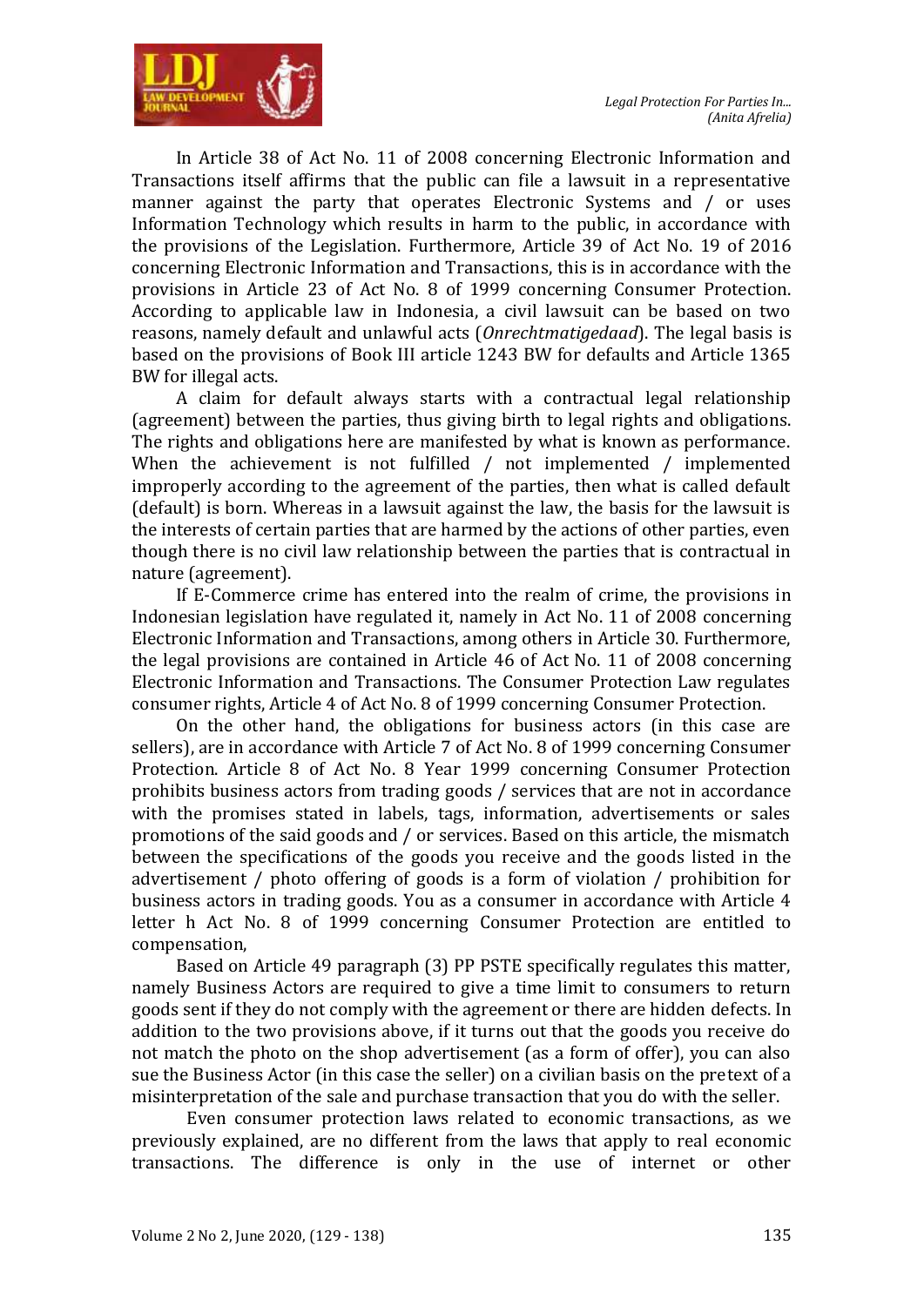In Article 38 of Act No. 11 of 2008 concerning Electronic Information and Transactions itself affirms that the public can file a lawsuit in a representative manner against the party that operates Electronic Systems and / or uses Information Technology which results in harm to the public, in accordance with the provisions of the Legislation. Furthermore, Article 39 of Act No. 19 of 2016 concerning Electronic Information and Transactions, this is in accordance with the provisions in Article 23 of Act No. 8 of 1999 concerning Consumer Protection. According to applicable law in Indonesia, a civil lawsuit can be based on two reasons, namely default and unlawful acts (*Onrechtmatigedaad*). The legal basis is based on the provisions of Book III article 1243 BW for defaults and Article 1365 BW for illegal acts.

A claim for default always starts with a contractual legal relationship (agreement) between the parties, thus giving birth to legal rights and obligations. The rights and obligations here are manifested by what is known as performance. When the achievement is not fulfilled / not implemented / implemented improperly according to the agreement of the parties, then what is called default (default) is born. Whereas in a lawsuit against the law, the basis for the lawsuit is the interests of certain parties that are harmed by the actions of other parties, even though there is no civil law relationship between the parties that is contractual in nature (agreement).

If E-Commerce crime has entered into the realm of crime, the provisions in Indonesian legislation have regulated it, namely in Act No. 11 of 2008 concerning Electronic Information and Transactions, among others in Article 30. Furthermore, the legal provisions are contained in Article 46 of Act No. 11 of 2008 concerning Electronic Information and Transactions. The Consumer Protection Law regulates consumer rights, Article 4 of Act No. 8 of 1999 concerning Consumer Protection.

On the other hand, the obligations for business actors (in this case are sellers), are in accordance with Article 7 of Act No. 8 of 1999 concerning Consumer Protection. Article 8 of Act No. 8 Year 1999 concerning Consumer Protection prohibits business actors from trading goods / services that are not in accordance with the promises stated in labels, tags, information, advertisements or sales promotions of the said goods and / or services. Based on this article, the mismatch between the specifications of the goods you receive and the goods listed in the advertisement / photo offering of goods is a form of violation / prohibition for business actors in trading goods. You as a consumer in accordance with Article 4 letter h Act No. 8 of 1999 concerning Consumer Protection are entitled to compensation,

Based on Article 49 paragraph (3) PP PSTE specifically regulates this matter, namely Business Actors are required to give a time limit to consumers to return goods sent if they do not comply with the agreement or there are hidden defects. In addition to the two provisions above, if it turns out that the goods you receive do not match the photo on the shop advertisement (as a form of offer), you can also sue the Business Actor (in this case the seller) on a civilian basis on the pretext of a misinterpretation of the sale and purchase transaction that you do with the seller.

Even consumer protection laws related to economic transactions, as we previously explained, are no different from the laws that apply to real economic transactions. The difference is only in the use of internet or other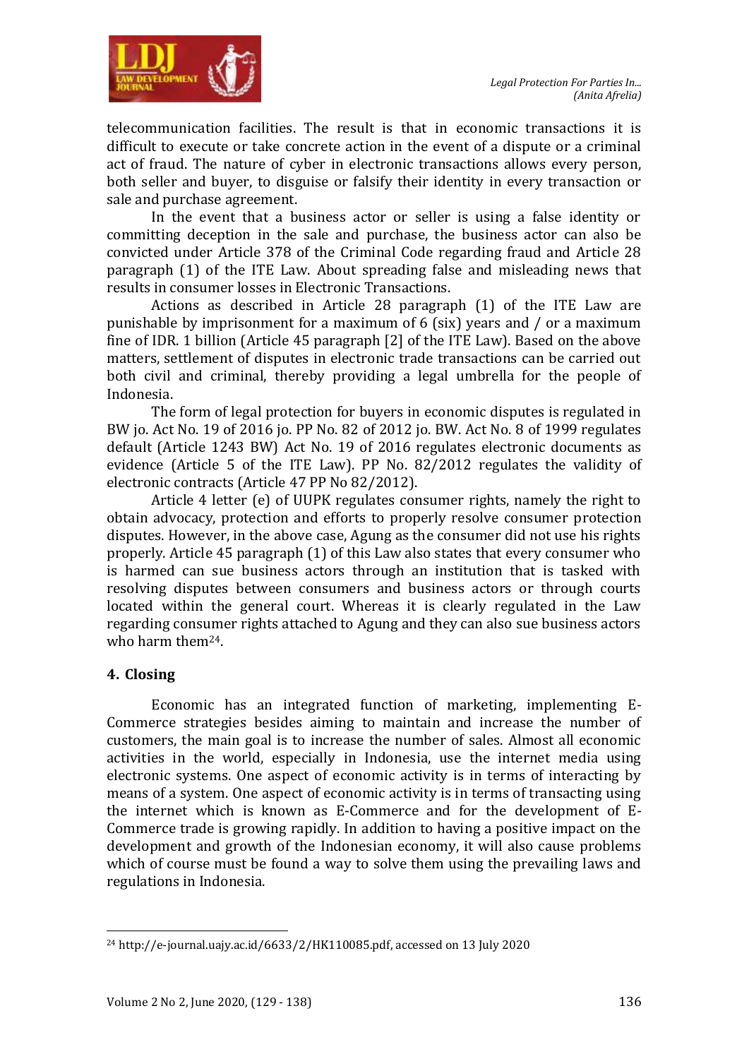telecommunication facilities. The result is that in economic transactions it is difficult to execute or take concrete action in the event of a dispute or a criminal act of fraud. The nature of cyber in electronic transactions allows every person, both seller and buyer, to disguise or falsify their identity in every transaction or sale and purchase agreement.

In the event that a business actor or seller is using a false identity or committing deception in the sale and purchase, the business actor can also be convicted under Article 378 of the Criminal Code regarding fraud and Article 28 paragraph (1) of the ITE Law. About spreading false and misleading news that results in consumer losses in Electronic Transactions.

Actions as described in Article 28 paragraph (1) of the ITE Law are punishable by imprisonment for a maximum of 6 (six) years and / or a maximum fine of IDR. 1 billion (Article 45 paragraph [2] of the ITE Law). Based on the above matters, settlement of disputes in electronic trade transactions can be carried out both civil and criminal, thereby providing a legal umbrella for the people of Indonesia.

The form of legal protection for buyers in economic disputes is regulated in BW jo. Act No. 19 of 2016 jo. PP No. 82 of 2012 jo. BW. Act No. 8 of 1999 regulates default (Article 1243 BW) Act No. 19 of 2016 regulates electronic documents as evidence (Article 5 of the ITE Law). PP No. 82/2012 regulates the validity of electronic contracts (Article 47 PP No 82/2012).

Article 4 letter (e) of UUPK regulates consumer rights, namely the right to obtain advocacy, protection and efforts to properly resolve consumer protection disputes. However, in the above case, Agung as the consumer did not use his rights properly. Article 45 paragraph (1) of this Law also states that every consumer who is harmed can sue business actors through an institution that is tasked with resolving disputes between consumers and business actors or through courts located within the general court. Whereas it is clearly regulated in the Law regarding consumer rights attached to Agung and they can also sue business actors who harm them[24].

## 4. Closing

Economic has an integrated function of marketing, implementing E-Commerce strategies besides aiming to maintain and increase the number of customers, the main goal is to increase the number of sales. Almost all economic activities in the world, especially in Indonesia, use the internet media using electronic systems. One aspect of economic activity is in terms of interacting by means of a system. One aspect of economic activity is in terms of transacting using the internet which is known as E-Commerce and for the development of E-Commerce trade is growing rapidly. In addition to having a positive impact on the development and growth of the Indonesian economy, it will also cause problems which of course must be found a way to solve them using the prevailing laws and regulations in Indonesia.

---

[24] http://e-journal.uajy.ac.id/6633/2/HK110085.pdf, accessed on 13 July 2020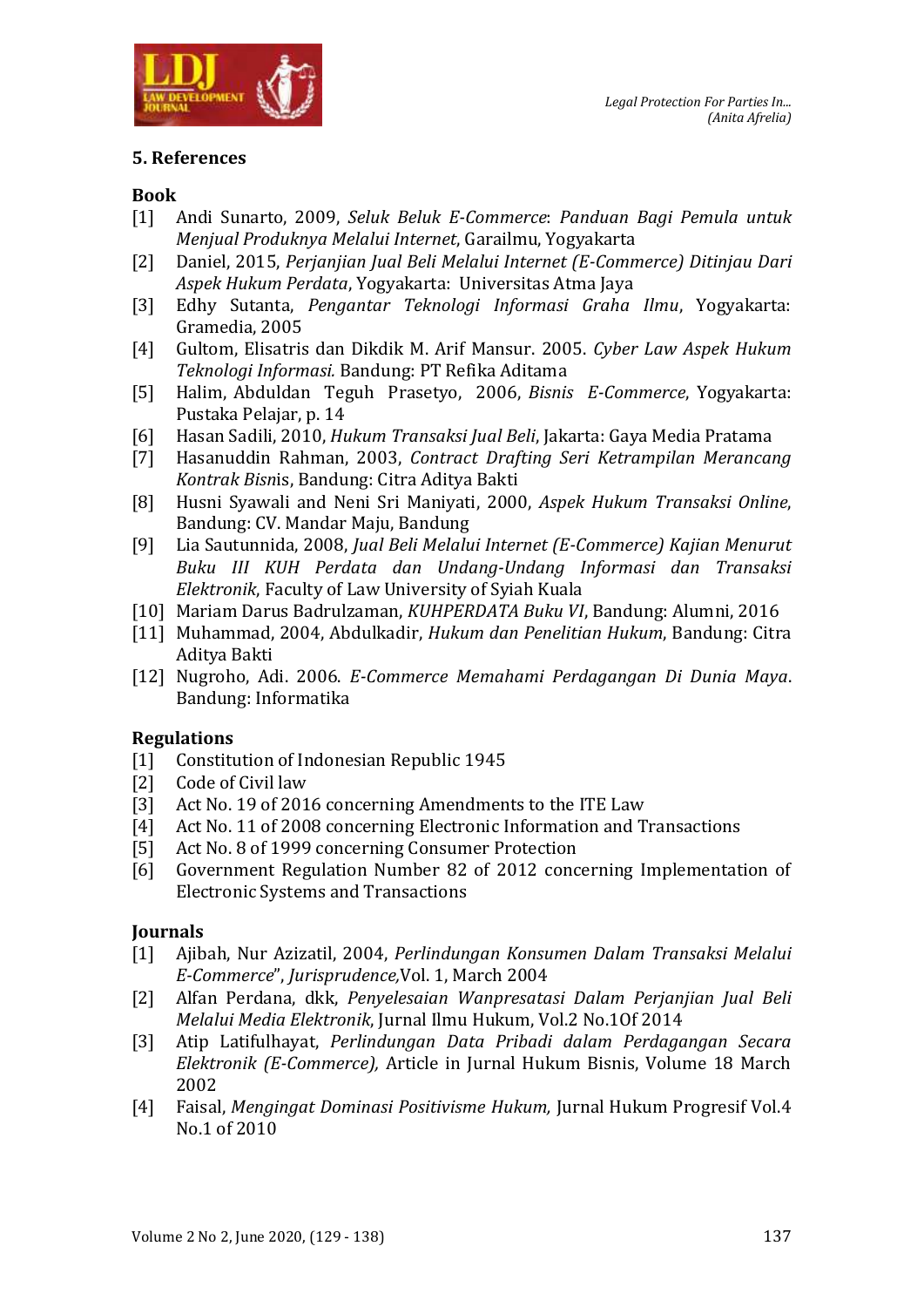## 5. References

### Book

[1] Andi Sunarto, 2009, *Seluk Beluk E-Commerce*: *Panduan Bagi Pemula untuk Menjual Produknya Melalui Internet*, Garailmu, Yogyakarta

[2] Daniel, 2015, *Perjanjian Jual Beli Melalui Internet (E-Commerce) Ditinjau Dari Aspek Hukum Perdata*, Yogyakarta: Universitas Atma Jaya

[3] Edhy Sutanta, *Pengantar Teknologi Informasi Graha Ilmu*, Yogyakarta: Gramedia, 2005

[4] Gultom, Elisatris dan Dikdik M. Arif Mansur. 2005. *Cyber Law Aspek Hukum Teknologi Informasi.* Bandung: PT Refika Aditama

[5] Halim, Abduldan Teguh Prasetyo, 2006, *Bisnis E-Commerce*, Yogyakarta: Pustaka Pelajar, p. 14

[6] Hasan Sadili, 2010, *Hukum Transaksi Jual Beli*, Jakarta: Gaya Media Pratama

[7] Hasanuddin Rahman, 2003, *Contract Drafting Seri Ketrampilan Merancang Kontrak Bisn*is, Bandung: Citra Aditya Bakti

[8] Husni Syawali and Neni Sri Maniyati, 2000, *Aspek Hukum Transaksi Online*, Bandung: CV. Mandar Maju, Bandung

[9] Lia Sautunnida, 2008, *Jual Beli Melalui Internet (E-Commerce) Kajian Menurut Buku III KUH Perdata dan Undang-Undang Informasi dan Transaksi Elektronik*, Faculty of Law University of Syiah Kuala

[10] Mariam Darus Badrulzaman, *KUHPERDATA Buku VI*, Bandung: Alumni, 2016

[11] Muhammad, 2004, Abdulkadir, *Hukum dan Penelitian Hukum*, Bandung: Citra Aditya Bakti

[12] Nugroho, Adi. 2006. *E-Commerce Memahami Perdagangan Di Dunia Maya*. Bandung: Informatika

### Regulations

[1] Constitution of Indonesian Republic 1945

[2] Code of Civil law

[3] Act No. 19 of 2016 concerning Amendments to the ITE Law

[4] Act No. 11 of 2008 concerning Electronic Information and Transactions

[5] Act No. 8 of 1999 concerning Consumer Protection

[6] Government Regulation Number 82 of 2012 concerning Implementation of Electronic Systems and Transactions

### Journals

[1] Ajibah, Nur Azizatil, 2004, *Perlindungan Konsumen Dalam Transaksi Melalui E-Commerce*", *Jurisprudence,*Vol. 1, March 2004

[2] Alfan Perdana, dkk, *Penyelesaian Wanpresatasi Dalam Perjanjian Jual Beli Melalui Media Elektronik*, Jurnal Ilmu Hukum, Vol.2 No.1Of 2014

[3] Atip Latifulhayat, *Perlindungan Data Pribadi dalam Perdagangan Secara Elektronik (E-Commerce),* Article in Jurnal Hukum Bisnis, Volume 18 March 2002

[4] Faisal, *Mengingat Dominasi Positivisme Hukum,* Jurnal Hukum Progresif Vol.4 No.1 of 2010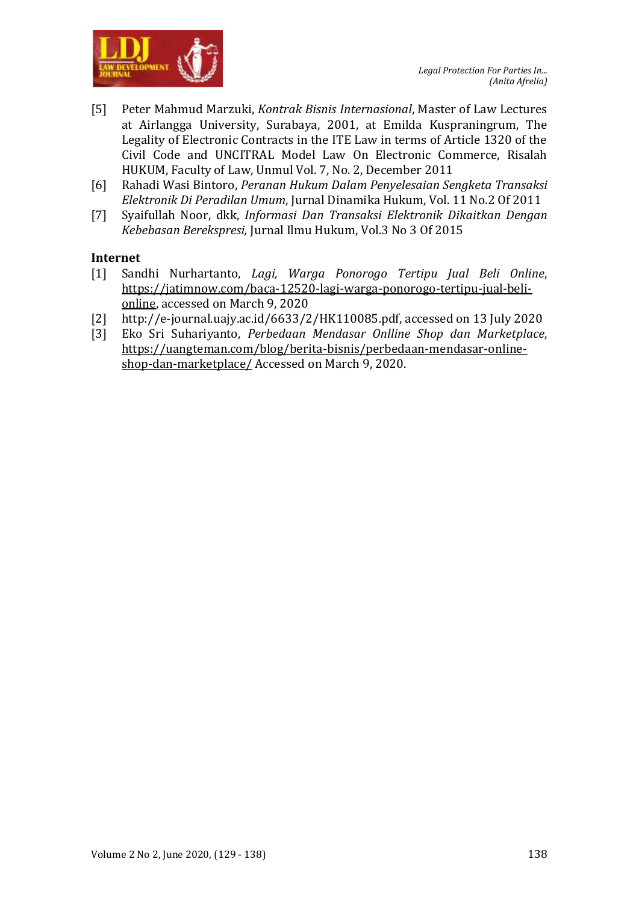[5] Peter Mahmud Marzuki, *Kontrak Bisnis Internasional*, Master of Law Lectures at Airlangga University, Surabaya, 2001, at Emilda Kuspraningrum, The Legality of Electronic Contracts in the ITE Law in terms of Article 1320 of the Civil Code and UNCITRAL Model Law On Electronic Commerce, Risalah HUKUM, Faculty of Law, Unmul Vol. 7, No. 2, December 2011

[6] Rahadi Wasi Bintoro, *Peranan Hukum Dalam Penyelesaian Sengketa Transaksi Elektronik Di Peradilan Umum*, Jurnal Dinamika Hukum, Vol. 11 No.2 Of 2011

[7] Syaifullah Noor, dkk, *Informasi Dan Transaksi Elektronik Dikaitkan Dengan Kebebasan Berekspresi,* Jurnal Ilmu Hukum, Vol.3 No 3 Of 2015

**Internet**

[1] Sandhi Nurhartanto, *Lagi, Warga Ponorogo Tertipu Jual Beli Online*, https://jatimnow.com/baca-12520-lagi-warga-ponorogo-tertipu-jual-beli-online, accessed on March 9, 2020

[2] http://e-journal.uajy.ac.id/6633/2/HK110085.pdf, accessed on 13 July 2020

[3] Eko Sri Suhariyanto, *Perbedaan Mendasar Onlline Shop dan Marketplace*, https://uangteman.com/blog/berita-bisnis/perbedaan-mendasar-online-shop-dan-marketplace/ Accessed on March 9, 2020.